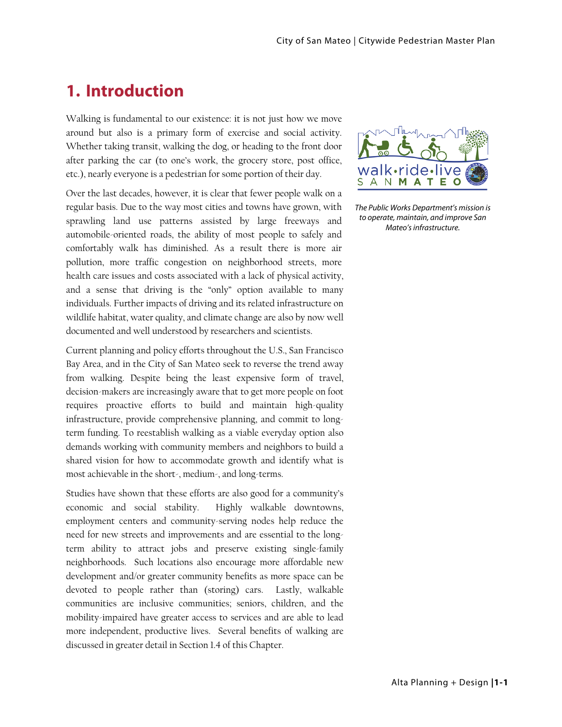# 1. Introduction

Walking is fundamental to our existence: it is not just how we move around but also is a primary form of exercise and social activity. Whether taking transit, walking the dog, or heading to the front door after parking the car (to one's work, the grocery store, post office, etc.), nearly everyone is a pedestrian for some portion of their day.

Over the last decades, however, it is clear that fewer people walk on a regular basis. Due to the way most cities and towns have grown, with sprawling land use patterns assisted by large freeways and automobile-oriented roads, the ability of most people to safely and comfortably walk has diminished. As a result there is more air pollution, more traffic congestion on neighborhood streets, more health care issues and costs associated with a lack of physical activity, and a sense that driving is the "only" option available to many individuals. Further impacts of driving and its related infrastructure on wildlife habitat, water quality, and climate change are also by now well documented and well understood by researchers and scientists.

Current planning and policy efforts throughout the U.S., San Francisco Bay Area, and in the City of San Mateo seek to reverse the trend away from walking. Despite being the least expensive form of travel, decision-makers are increasingly aware that to get more people on foot requires proactive efforts to build and maintain high-quality infrastructure, provide comprehensive planning, and commit to long-term funding. To reestablish walking as a viable everyday option also demands working with community members and neighbors to build a shared vision for how to accommodate growth and identify what is most achievable in the short-, medium-, and long-terms.

Studies have shown that these efforts are also good for a community's economic and social stability. Highly walkable downtowns, employment centers and community-serving nodes help reduce the need for new streets and improvements and are essential to the long-term ability to attract jobs and preserve existing single-family neighborhoods. Such locations also encourage more affordable new development and/or greater community benefits as more space can be devoted to people rather than (storing) cars. Lastly, walkable communities are inclusive communities; seniors, children, and the mobility-impaired have greater access to services and are able to lead more independent, productive lives. Several benefits of walking are discussed in greater detail in Section 1.4 of this Chapter.

walk•ride•live SAN MATEO

*The Public Works Department's mission is to operate, maintain, and improve San Mateo's infrastructure.*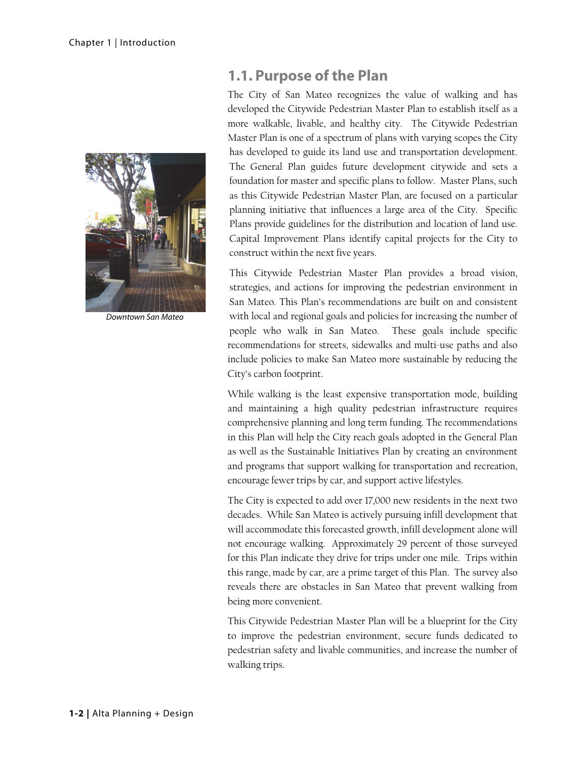## 1.1. Purpose of the Plan

The City of San Mateo recognizes the value of walking and has developed the Citywide Pedestrian Master Plan to establish itself as a more walkable, livable, and healthy city. The Citywide Pedestrian Master Plan is one of a spectrum of plans with varying scopes the City has developed to guide its land use and transportation development. The General Plan guides future development citywide and sets a foundation for master and specific plans to follow. Master Plans, such as this Citywide Pedestrian Master Plan, are focused on a particular planning initiative that influences a large area of the City. Specific Plans provide guidelines for the distribution and location of land use. Capital Improvement Plans identify capital projects for the City to construct within the next five years.

*Downtown San Mateo*

This Citywide Pedestrian Master Plan provides a broad vision, strategies, and actions for improving the pedestrian environment in San Mateo. This Plan's recommendations are built on and consistent with local and regional goals and policies for increasing the number of people who walk in San Mateo. These goals include specific recommendations for streets, sidewalks and multi-use paths and also include policies to make San Mateo more sustainable by reducing the City's carbon footprint.

While walking is the least expensive transportation mode, building and maintaining a high quality pedestrian infrastructure requires comprehensive planning and long term funding. The recommendations in this Plan will help the City reach goals adopted in the General Plan as well as the Sustainable Initiatives Plan by creating an environment and programs that support walking for transportation and recreation, encourage fewer trips by car, and support active lifestyles.

The City is expected to add over 17,000 new residents in the next two decades. While San Mateo is actively pursuing infill development that will accommodate this forecasted growth, infill development alone will not encourage walking. Approximately 29 percent of those surveyed for this Plan indicate they drive for trips under one mile. Trips within this range, made by car, are a prime target of this Plan. The survey also reveals there are obstacles in San Mateo that prevent walking from being more convenient.

This Citywide Pedestrian Master Plan will be a blueprint for the City to improve the pedestrian environment, secure funds dedicated to pedestrian safety and livable communities, and increase the number of walking trips.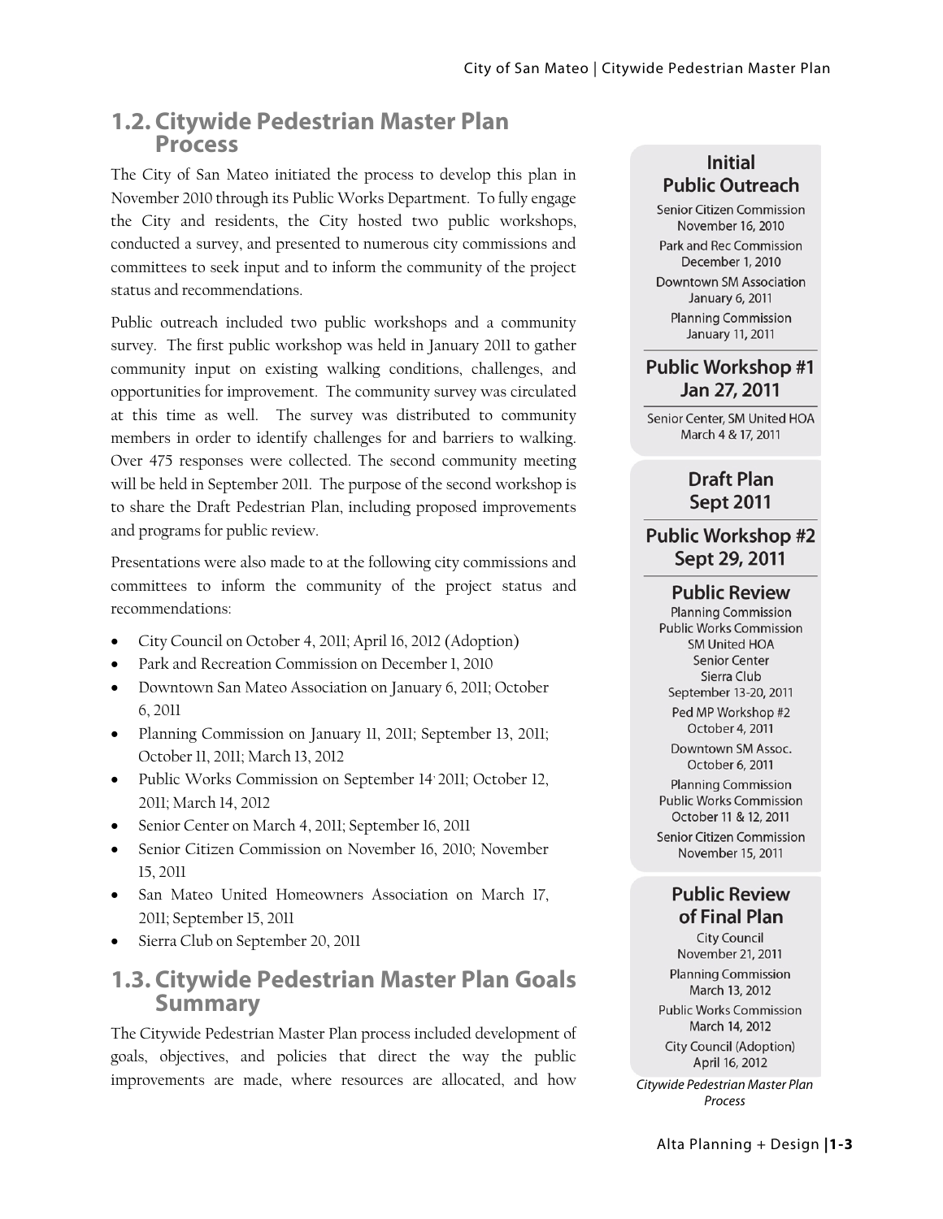## 1.2. Citywide Pedestrian Master Plan Process

The City of San Mateo initiated the process to develop this plan in November 2010 through its Public Works Department. To fully engage the City and residents, the City hosted two public workshops, conducted a survey, and presented to numerous city commissions and committees to seek input and to inform the community of the project status and recommendations.

Public outreach included two public workshops and a community survey. The first public workshop was held in January 2011 to gather community input on existing walking conditions, challenges, and opportunities for improvement. The community survey was circulated at this time as well. The survey was distributed to community members in order to identify challenges for and barriers to walking. Over 475 responses were collected. The second community meeting will be held in September 2011. The purpose of the second workshop is to share the Draft Pedestrian Plan, including proposed improvements and programs for public review.

Presentations were also made to at the following city commissions and committees to inform the community of the project status and recommendations:

- City Council on October 4, 2011; April 16, 2012 (Adoption)
- Park and Recreation Commission on December 1, 2010
- Downtown San Mateo Association on January 6, 2011; October 6, 2011
- Planning Commission on January 11, 2011; September 13, 2011; October 11, 2011; March 13, 2012
- Public Works Commission on September 14, 2011; October 12, 2011; March 14, 2012
- Senior Center on March 4, 2011; September 16, 2011
- Senior Citizen Commission on November 16, 2010; November 15, 2011
- San Mateo United Homeowners Association on March 17, 2011; September 15, 2011
- Sierra Club on September 20, 2011

**Initial Public Outreach**

Senior Citizen Commission
November 16, 2010

Park and Rec Commission
December 1, 2010

Downtown SM Association
January 6, 2011

Planning Commission
January 11, 2011

**Public Workshop #1**
**Jan 27, 2011**

Senior Center, SM United HOA
March 4 & 17, 2011

**Draft Plan**
**Sept 2011**

**Public Workshop #2**
**Sept 29, 2011**

**Public Review**

Planning Commission
Public Works Commission
SM United HOA
Senior Center
Sierra Club
September 13-20, 2011

Ped MP Workshop #2
October 4, 2011

Downtown SM Assoc.
October 6, 2011

Planning Commission
Public Works Commission
October 11 & 12, 2011

Senior Citizen Commission
November 15, 2011

**Public Review of Final Plan**

City Council
November 21, 2011

Planning Commission
March 13, 2012

Public Works Commission
March 14, 2012

City Council (Adoption)
April 16, 2012

*Citywide Pedestrian Master Plan Process*

## 1.3. Citywide Pedestrian Master Plan Goals Summary

The Citywide Pedestrian Master Plan process included development of goals, objectives, and policies that direct the way the public improvements are made, where resources are allocated, and how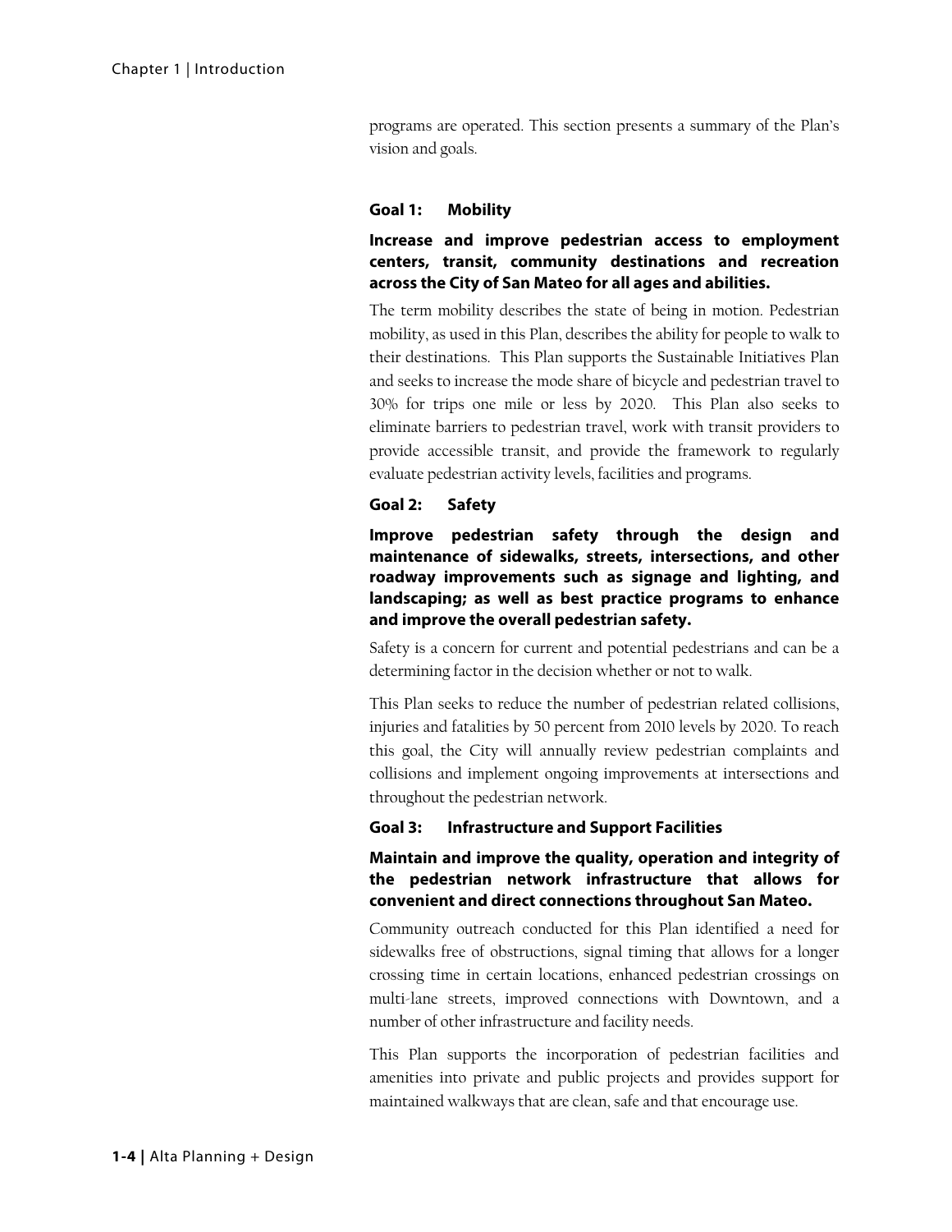programs are operated. This section presents a summary of the Plan's vision and goals.

### Goal 1: Mobility

**Increase and improve pedestrian access to employment centers, transit, community destinations and recreation across the City of San Mateo for all ages and abilities.**

The term mobility describes the state of being in motion. Pedestrian mobility, as used in this Plan, describes the ability for people to walk to their destinations. This Plan supports the Sustainable Initiatives Plan and seeks to increase the mode share of bicycle and pedestrian travel to 30% for trips one mile or less by 2020. This Plan also seeks to eliminate barriers to pedestrian travel, work with transit providers to provide accessible transit, and provide the framework to regularly evaluate pedestrian activity levels, facilities and programs.

### Goal 2: Safety

**Improve pedestrian safety through the design and maintenance of sidewalks, streets, intersections, and other roadway improvements such as signage and lighting, and landscaping; as well as best practice programs to enhance and improve the overall pedestrian safety.**

Safety is a concern for current and potential pedestrians and can be a determining factor in the decision whether or not to walk.

This Plan seeks to reduce the number of pedestrian related collisions, injuries and fatalities by 50 percent from 2010 levels by 2020. To reach this goal, the City will annually review pedestrian complaints and collisions and implement ongoing improvements at intersections and throughout the pedestrian network.

### Goal 3: Infrastructure and Support Facilities

**Maintain and improve the quality, operation and integrity of the pedestrian network infrastructure that allows for convenient and direct connections throughout San Mateo.**

Community outreach conducted for this Plan identified a need for sidewalks free of obstructions, signal timing that allows for a longer crossing time in certain locations, enhanced pedestrian crossings on multi-lane streets, improved connections with Downtown, and a number of other infrastructure and facility needs.

This Plan supports the incorporation of pedestrian facilities and amenities into private and public projects and provides support for maintained walkways that are clean, safe and that encourage use.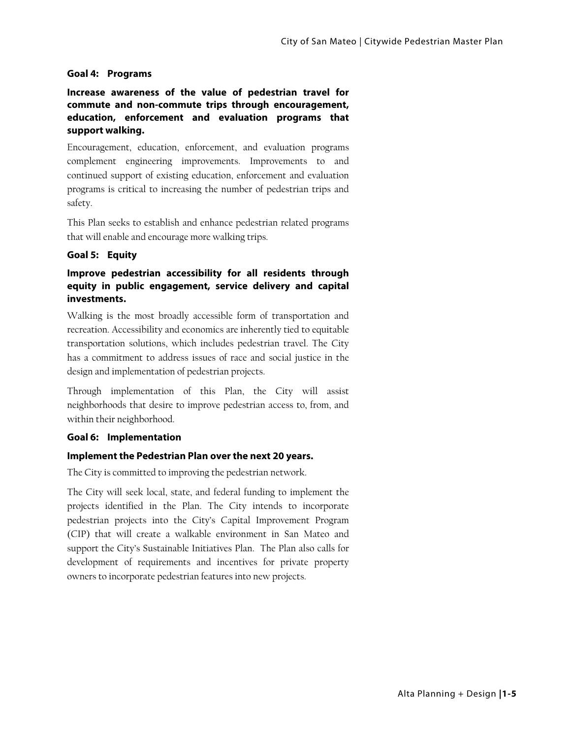### Goal 4: Programs

**Increase awareness of the value of pedestrian travel for commute and non-commute trips through encouragement, education, enforcement and evaluation programs that support walking.**

Encouragement, education, enforcement, and evaluation programs complement engineering improvements. Improvements to and continued support of existing education, enforcement and evaluation programs is critical to increasing the number of pedestrian trips and safety.

This Plan seeks to establish and enhance pedestrian related programs that will enable and encourage more walking trips.

### Goal 5: Equity

**Improve pedestrian accessibility for all residents through equity in public engagement, service delivery and capital investments.**

Walking is the most broadly accessible form of transportation and recreation. Accessibility and economics are inherently tied to equitable transportation solutions, which includes pedestrian travel. The City has a commitment to address issues of race and social justice in the design and implementation of pedestrian projects.

Through implementation of this Plan, the City will assist neighborhoods that desire to improve pedestrian access to, from, and within their neighborhood.

### Goal 6: Implementation

**Implement the Pedestrian Plan over the next 20 years.**

The City is committed to improving the pedestrian network.

The City will seek local, state, and federal funding to implement the projects identified in the Plan. The City intends to incorporate pedestrian projects into the City's Capital Improvement Program (CIP) that will create a walkable environment in San Mateo and support the City's Sustainable Initiatives Plan. The Plan also calls for development of requirements and incentives for private property owners to incorporate pedestrian features into new projects.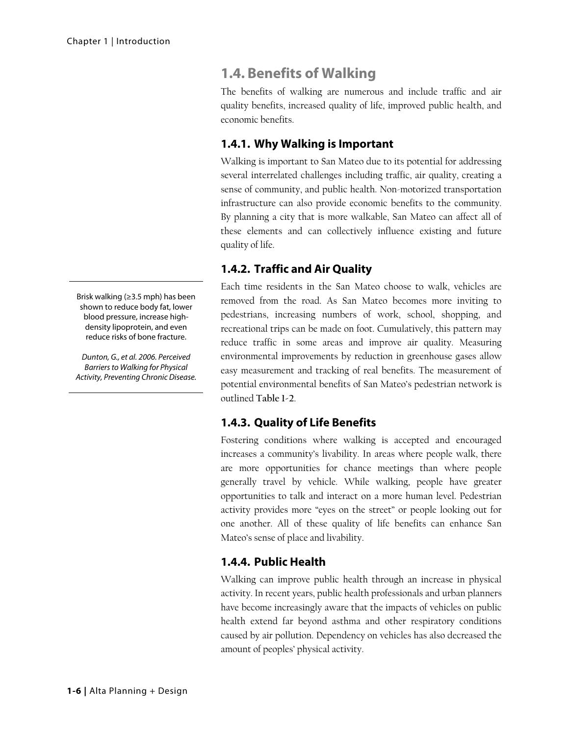## 1.4. Benefits of Walking

The benefits of walking are numerous and include traffic and air quality benefits, increased quality of life, improved public health, and economic benefits.

### 1.4.1. Why Walking is Important

Walking is important to San Mateo due to its potential for addressing several interrelated challenges including traffic, air quality, creating a sense of community, and public health. Non-motorized transportation infrastructure can also provide economic benefits to the community. By planning a city that is more walkable, San Mateo can affect all of these elements and can collectively influence existing and future quality of life.

### 1.4.2. Traffic and Air Quality

Each time residents in the San Mateo choose to walk, vehicles are removed from the road. As San Mateo becomes more inviting to pedestrians, increasing numbers of work, school, shopping, and recreational trips can be made on foot. Cumulatively, this pattern may reduce traffic in some areas and improve air quality. Measuring environmental improvements by reduction in greenhouse gases allow easy measurement and tracking of real benefits. The measurement of potential environmental benefits of San Mateo's pedestrian network is outlined **Table 1-2**.

> Brisk walking (≥3.5 mph) has been shown to reduce body fat, lower blood pressure, increase high-density lipoprotein, and even reduce risks of bone fracture.
>
> *Dunton, G., et al. 2006. Perceived Barriers to Walking for Physical Activity, Preventing Chronic Disease.*

### 1.4.3. Quality of Life Benefits

Fostering conditions where walking is accepted and encouraged increases a community's livability. In areas where people walk, there are more opportunities for chance meetings than where people generally travel by vehicle. While walking, people have greater opportunities to talk and interact on a more human level. Pedestrian activity provides more "eyes on the street" or people looking out for one another. All of these quality of life benefits can enhance San Mateo's sense of place and livability.

### 1.4.4. Public Health

Walking can improve public health through an increase in physical activity. In recent years, public health professionals and urban planners have become increasingly aware that the impacts of vehicles on public health extend far beyond asthma and other respiratory conditions caused by air pollution. Dependency on vehicles has also decreased the amount of peoples' physical activity.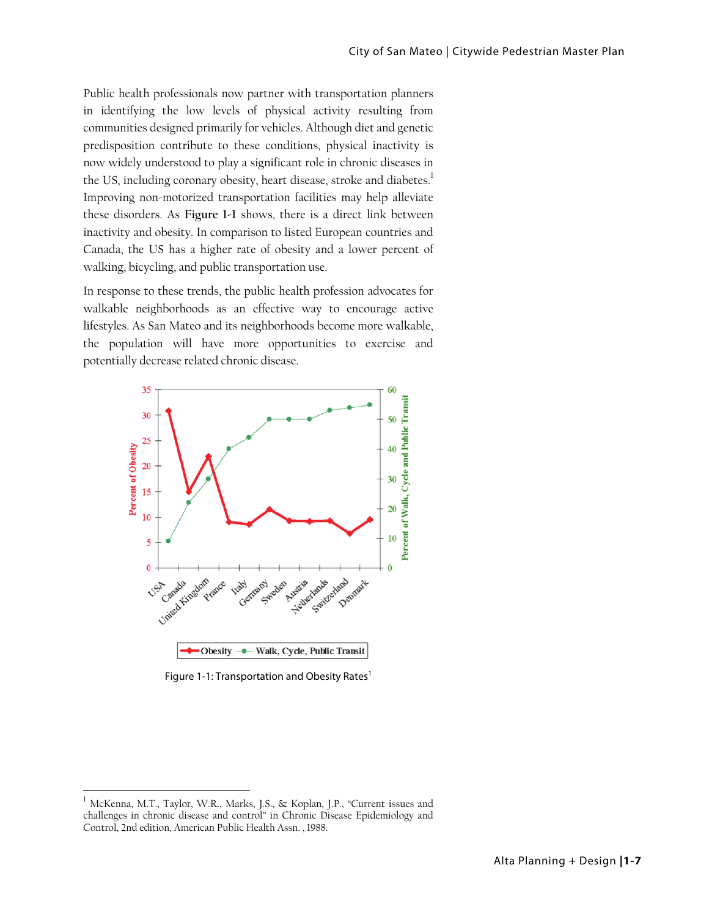Public health professionals now partner with transportation planners in identifying the low levels of physical activity resulting from communities designed primarily for vehicles. Although diet and genetic predisposition contribute to these conditions, physical inactivity is now widely understood to play a significant role in chronic diseases in the US, including coronary obesity, heart disease, stroke and diabetes.[1] Improving non-motorized transportation facilities may help alleviate these disorders. As **Figure 1-1** shows, there is a direct link between inactivity and obesity. In comparison to listed European countries and Canada, the US has a higher rate of obesity and a lower percent of walking, bicycling, and public transportation use.

In response to these trends, the public health profession advocates for walkable neighborhoods as an effective way to encourage active lifestyles. As San Mateo and its neighborhoods become more walkable, the population will have more opportunities to exercise and potentially decrease related chronic disease.

Figure 1-1: Transportation and Obesity Rates[1]

---

[1] McKenna, M.T., Taylor, W.R., Marks, J.S., & Koplan, J.P., "Current issues and challenges in chronic disease and control" in Chronic Disease Epidemiology and Control, 2nd edition, American Public Health Assn. , 1988.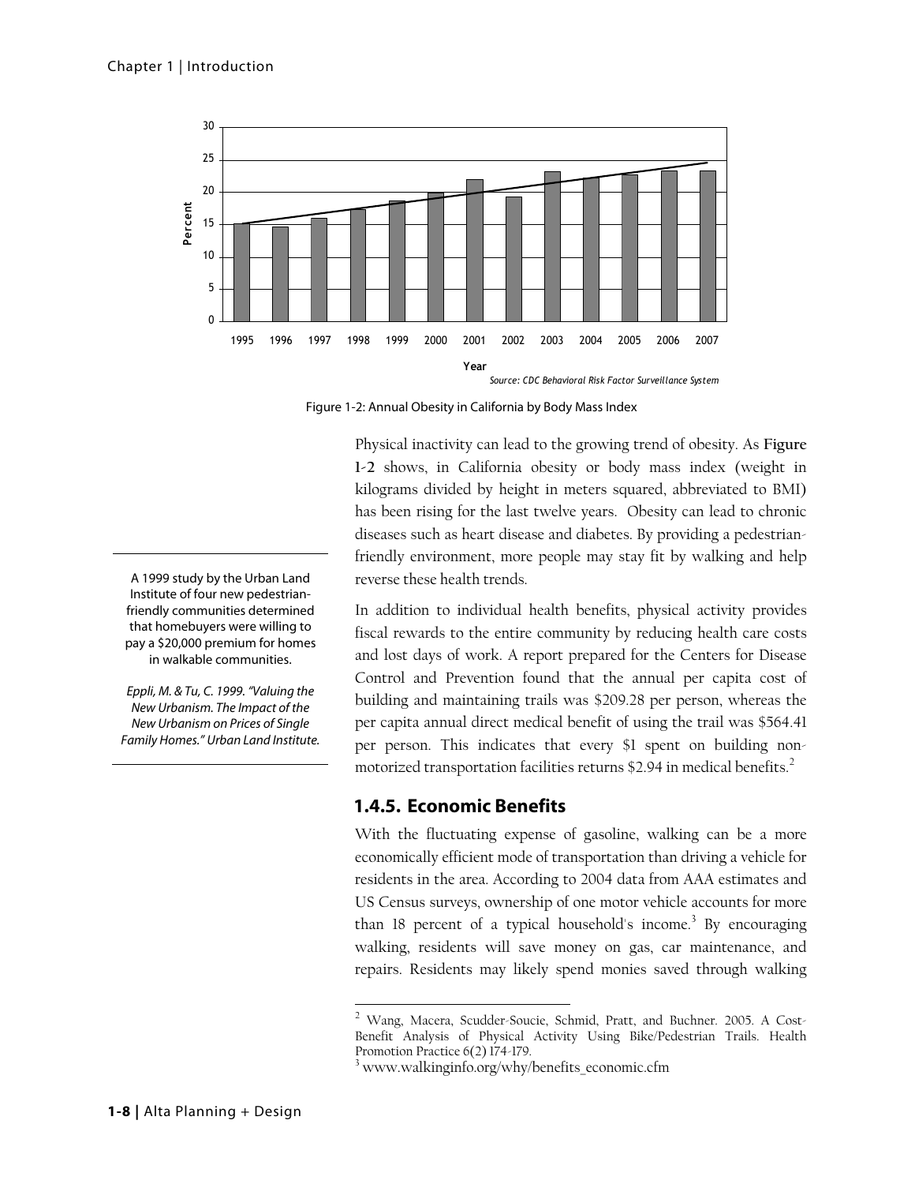Figure 1-2: Annual Obesity in California by Body Mass Index

Physical inactivity can lead to the growing trend of obesity. As **Figure 1-2** shows, in California obesity or body mass index (weight in kilograms divided by height in meters squared, abbreviated to BMI) has been rising for the last twelve years. Obesity can lead to chronic diseases such as heart disease and diabetes. By providing a pedestrian-friendly environment, more people may stay fit by walking and help reverse these health trends.

> A 1999 study by the Urban Land Institute of four new pedestrian-friendly communities determined that homebuyers were willing to pay a $20,000 premium for homes in walkable communities.
>
> *Eppli, M. & Tu, C. 1999. "Valuing the New Urbanism. The Impact of the New Urbanism on Prices of Single Family Homes." Urban Land Institute.*

In addition to individual health benefits, physical activity provides fiscal rewards to the entire community by reducing health care costs and lost days of work. A report prepared for the Centers for Disease Control and Prevention found that the annual per capita cost of building and maintaining trails was $209.28 per person, whereas the per capita annual direct medical benefit of using the trail was $564.41 per person. This indicates that every $1 spent on building non-motorized transportation facilities returns $2.94 in medical benefits.[2]

## 1.4.5. Economic Benefits

With the fluctuating expense of gasoline, walking can be a more economically efficient mode of transportation than driving a vehicle for residents in the area. According to 2004 data from AAA estimates and US Census surveys, ownership of one motor vehicle accounts for more than 18 percent of a typical household's income.[3] By encouraging walking, residents will save money on gas, car maintenance, and repairs. Residents may likely spend monies saved through walking

---

[2] Wang, Macera, Scudder-Soucie, Schmid, Pratt, and Buchner. 2005. A Cost-Benefit Analysis of Physical Activity Using Bike/Pedestrian Trails. Health Promotion Practice 6(2) 174-179.

[3] www.walkinginfo.org/why/benefits_economic.cfm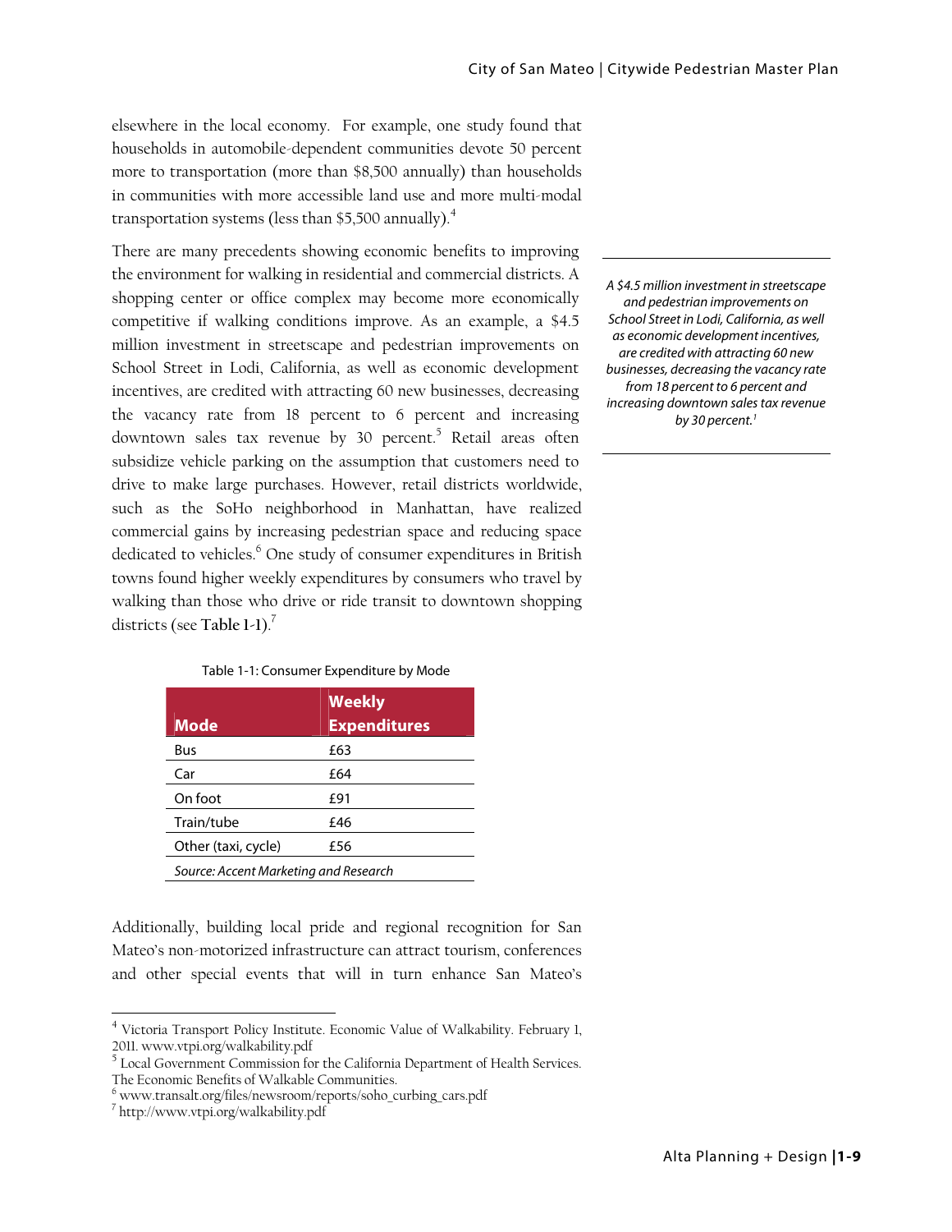elsewhere in the local economy. For example, one study found that households in automobile-dependent communities devote 50 percent more to transportation (more than $8,500 annually) than households in communities with more accessible land use and more multi-modal transportation systems (less than $5,500 annually).[4]

There are many precedents showing economic benefits to improving the environment for walking in residential and commercial districts. A shopping center or office complex may become more economically competitive if walking conditions improve. As an example, a $4.5 million investment in streetscape and pedestrian improvements on School Street in Lodi, California, as well as economic development incentives, are credited with attracting 60 new businesses, decreasing the vacancy rate from 18 percent to 6 percent and increasing downtown sales tax revenue by 30 percent.[5] Retail areas often subsidize vehicle parking on the assumption that customers need to drive to make large purchases. However, retail districts worldwide, such as the SoHo neighborhood in Manhattan, have realized commercial gains by increasing pedestrian space and reducing space dedicated to vehicles.[6] One study of consumer expenditures in British towns found higher weekly expenditures by consumers who travel by walking than those who drive or ride transit to downtown shopping districts (see **Table 1-1**).[7]

*A $4.5 million investment in streetscape and pedestrian improvements on School Street in Lodi, California, as well as economic development incentives, are credited with attracting 60 new businesses, decreasing the vacancy rate from 18 percent to 6 percent and increasing downtown sales tax revenue by 30 percent.[1]*

Table 1-1: Consumer Expenditure by Mode

| Mode | Weekly Expenditures |
|---|---|
| Bus | £63 |
| Car | £64 |
| On foot | £91 |
| Train/tube | £46 |
| Other (taxi, cycle) | £56 |

*Source: Accent Marketing and Research*

Additionally, building local pride and regional recognition for San Mateo's non-motorized infrastructure can attract tourism, conferences and other special events that will in turn enhance San Mateo's

---

[4] Victoria Transport Policy Institute. Economic Value of Walkability. February 1, 2011. www.vtpi.org/walkability.pdf

[5] Local Government Commission for the California Department of Health Services. The Economic Benefits of Walkable Communities.

[6] www.transalt.org/files/newsroom/reports/soho_curbing_cars.pdf

[7] http://www.vtpi.org/walkability.pdf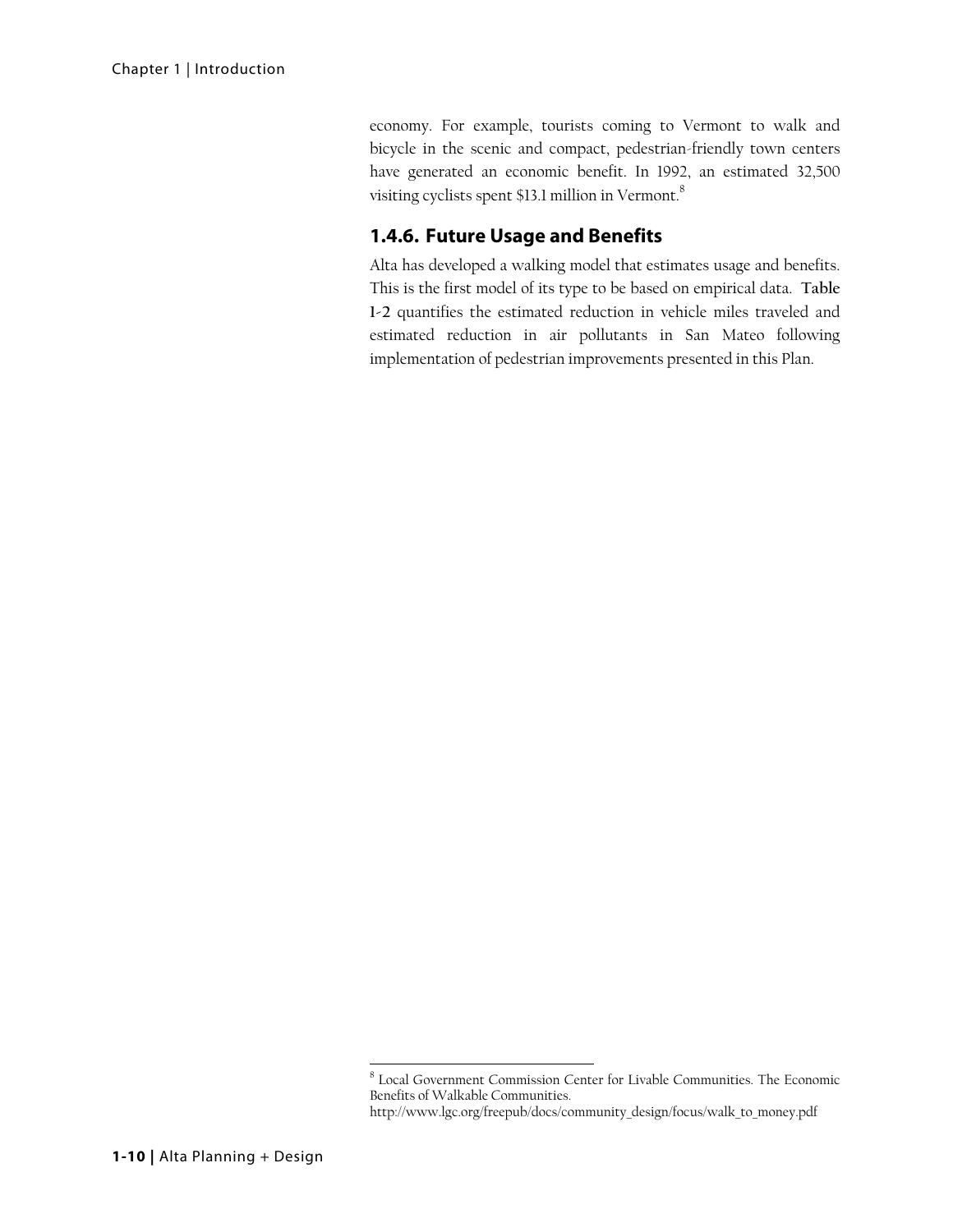economy. For example, tourists coming to Vermont to walk and bicycle in the scenic and compact, pedestrian-friendly town centers have generated an economic benefit. In 1992, an estimated 32,500 visiting cyclists spent $13.1 million in Vermont.[8]

### 1.4.6. Future Usage and Benefits

Alta has developed a walking model that estimates usage and benefits. This is the first model of its type to be based on empirical data. **Table 1-2** quantifies the estimated reduction in vehicle miles traveled and estimated reduction in air pollutants in San Mateo following implementation of pedestrian improvements presented in this Plan.

---

[8] Local Government Commission Center for Livable Communities. The Economic Benefits of Walkable Communities. http://www.lgc.org/freepub/docs/community_design/focus/walk_to_money.pdf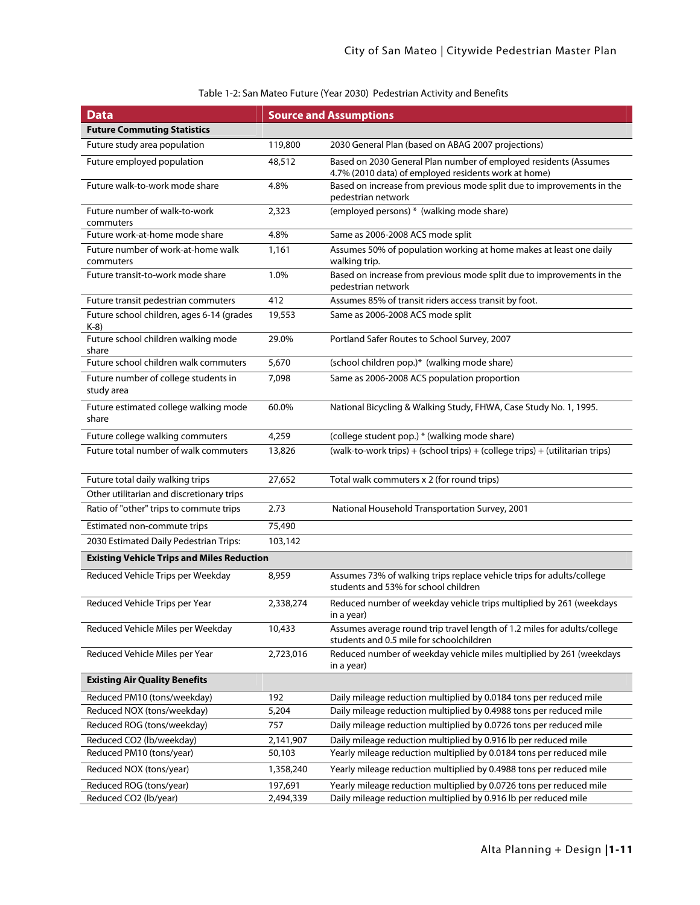Table 1-2: San Mateo Future (Year 2030) Pedestrian Activity and Benefits

| Data | Source and Assumptions | |
|---|---|---|
| **Future Commuting Statistics** | | |
| Future study area population | 119,800 | 2030 General Plan (based on ABAG 2007 projections) |
| Future employed population | 48,512 | Based on 2030 General Plan number of employed residents (Assumes 4.7% (2010 data) of employed residents work at home) |
| Future walk-to-work mode share | 4.8% | Based on increase from previous mode split due to improvements in the pedestrian network |
| Future number of walk-to-work commuters | 2,323 | (employed persons) * (walking mode share) |
| Future work-at-home mode share | 4.8% | Same as 2006-2008 ACS mode split |
| Future number of work-at-home walk commuters | 1,161 | Assumes 50% of population working at home makes at least one daily walking trip. |
| Future transit-to-work mode share | 1.0% | Based on increase from previous mode split due to improvements in the pedestrian network |
| Future transit pedestrian commuters | 412 | Assumes 85% of transit riders access transit by foot. |
| Future school children, ages 6-14 (grades K-8) | 19,553 | Same as 2006-2008 ACS mode split |
| Future school children walking mode share | 29.0% | Portland Safer Routes to School Survey, 2007 |
| Future school children walk commuters | 5,670 | (school children pop.)* (walking mode share) |
| Future number of college students in study area | 7,098 | Same as 2006-2008 ACS population proportion |
| Future estimated college walking mode share | 60.0% | National Bicycling & Walking Study, FHWA, Case Study No. 1, 1995. |
| Future college walking commuters | 4,259 | (college student pop.) * (walking mode share) |
| Future total number of walk commuters | 13,826 | (walk-to-work trips) + (school trips) + (college trips) + (utilitarian trips) |
| Future total daily walking trips | 27,652 | Total walk commuters x 2 (for round trips) |
| Other utilitarian and discretionary trips | | |
| Ratio of "other" trips to commute trips | 2.73 | National Household Transportation Survey, 2001 |
| Estimated non-commute trips | 75,490 | |
| 2030 Estimated Daily Pedestrian Trips: | 103,142 | |
| **Existing Vehicle Trips and Miles Reduction** | | |
| Reduced Vehicle Trips per Weekday | 8,959 | Assumes 73% of walking trips replace vehicle trips for adults/college students and 53% for school children |
| Reduced Vehicle Trips per Year | 2,338,274 | Reduced number of weekday vehicle trips multiplied by 261 (weekdays in a year) |
| Reduced Vehicle Miles per Weekday | 10,433 | Assumes average round trip travel length of 1.2 miles for adults/college students and 0.5 mile for schoolchildren |
| Reduced Vehicle Miles per Year | 2,723,016 | Reduced number of weekday vehicle miles multiplied by 261 (weekdays in a year) |
| **Existing Air Quality Benefits** | | |
| Reduced PM10 (tons/weekday) | 192 | Daily mileage reduction multiplied by 0.0184 tons per reduced mile |
| Reduced NOX (tons/weekday) | 5,204 | Daily mileage reduction multiplied by 0.4988 tons per reduced mile |
| Reduced ROG (tons/weekday) | 757 | Daily mileage reduction multiplied by 0.0726 tons per reduced mile |
| Reduced CO2 (lb/weekday) | 2,141,907 | Daily mileage reduction multiplied by 0.916 lb per reduced mile |
| Reduced PM10 (tons/year) | 50,103 | Yearly mileage reduction multiplied by 0.0184 tons per reduced mile |
| Reduced NOX (tons/year) | 1,358,240 | Yearly mileage reduction multiplied by 0.4988 tons per reduced mile |
| Reduced ROG (tons/year) | 197,691 | Yearly mileage reduction multiplied by 0.0726 tons per reduced mile |
| Reduced CO2 (lb/year) | 2,494,339 | Daily mileage reduction multiplied by 0.916 lb per reduced mile |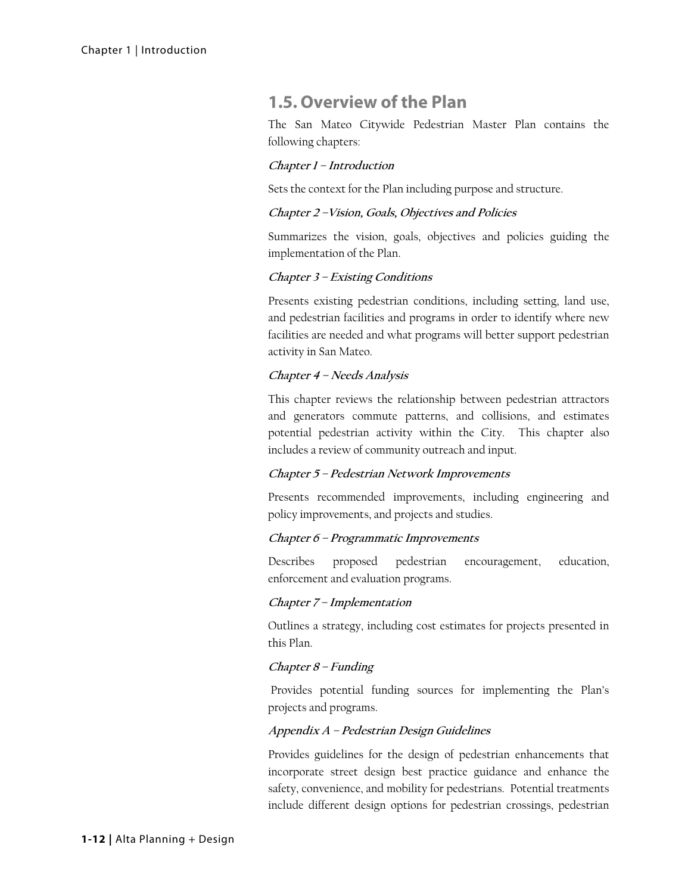## 1.5. Overview of the Plan

The San Mateo Citywide Pedestrian Master Plan contains the following chapters:

***Chapter 1 – Introduction***

Sets the context for the Plan including purpose and structure.

***Chapter 2 –Vision, Goals, Objectives and Policies***

Summarizes the vision, goals, objectives and policies guiding the implementation of the Plan.

***Chapter 3 – Existing Conditions***

Presents existing pedestrian conditions, including setting, land use, and pedestrian facilities and programs in order to identify where new facilities are needed and what programs will better support pedestrian activity in San Mateo.

***Chapter 4 – Needs Analysis***

This chapter reviews the relationship between pedestrian attractors and generators commute patterns, and collisions, and estimates potential pedestrian activity within the City. This chapter also includes a review of community outreach and input.

***Chapter 5 – Pedestrian Network Improvements***

Presents recommended improvements, including engineering and policy improvements, and projects and studies.

***Chapter 6 – Programmatic Improvements***

Describes proposed pedestrian encouragement, education, enforcement and evaluation programs.

***Chapter 7 – Implementation***

Outlines a strategy, including cost estimates for projects presented in this Plan.

***Chapter 8 – Funding***

Provides potential funding sources for implementing the Plan's projects and programs.

***Appendix A – Pedestrian Design Guidelines***

Provides guidelines for the design of pedestrian enhancements that incorporate street design best practice guidance and enhance the safety, convenience, and mobility for pedestrians. Potential treatments include different design options for pedestrian crossings, pedestrian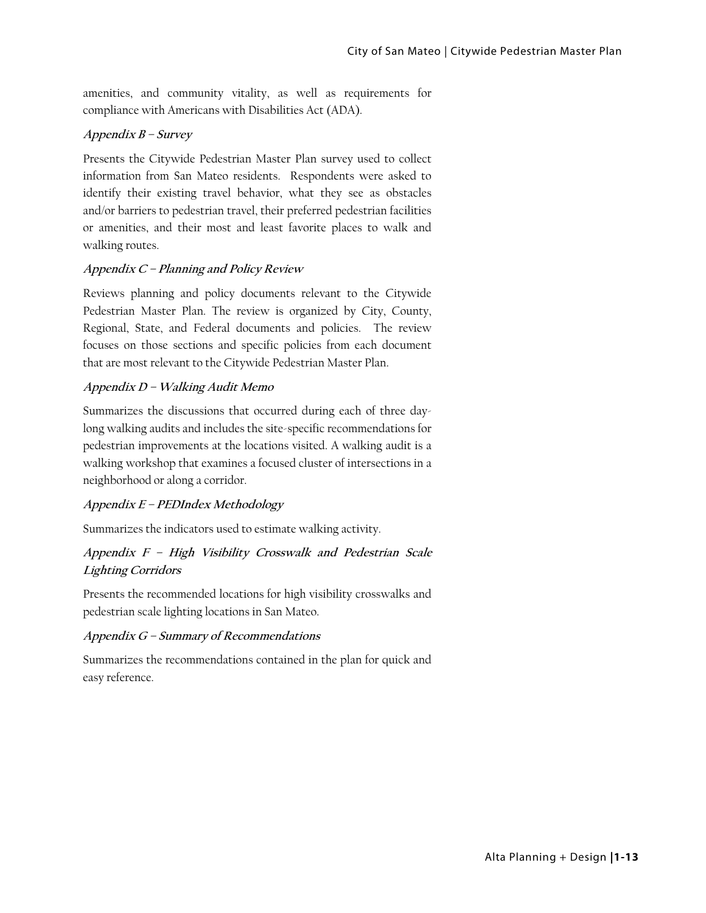amenities, and community vitality, as well as requirements for compliance with Americans with Disabilities Act (ADA).

***Appendix B – Survey***

Presents the Citywide Pedestrian Master Plan survey used to collect information from San Mateo residents. Respondents were asked to identify their existing travel behavior, what they see as obstacles and/or barriers to pedestrian travel, their preferred pedestrian facilities or amenities, and their most and least favorite places to walk and walking routes.

***Appendix C – Planning and Policy Review***

Reviews planning and policy documents relevant to the Citywide Pedestrian Master Plan. The review is organized by City, County, Regional, State, and Federal documents and policies. The review focuses on those sections and specific policies from each document that are most relevant to the Citywide Pedestrian Master Plan.

***Appendix D – Walking Audit Memo***

Summarizes the discussions that occurred during each of three day-long walking audits and includes the site-specific recommendations for pedestrian improvements at the locations visited. A walking audit is a walking workshop that examines a focused cluster of intersections in a neighborhood or along a corridor.

***Appendix E – PEDIndex Methodology***

Summarizes the indicators used to estimate walking activity.

***Appendix F – High Visibility Crosswalk and Pedestrian Scale Lighting Corridors***

Presents the recommended locations for high visibility crosswalks and pedestrian scale lighting locations in San Mateo.

***Appendix G – Summary of Recommendations***

Summarizes the recommendations contained in the plan for quick and easy reference.